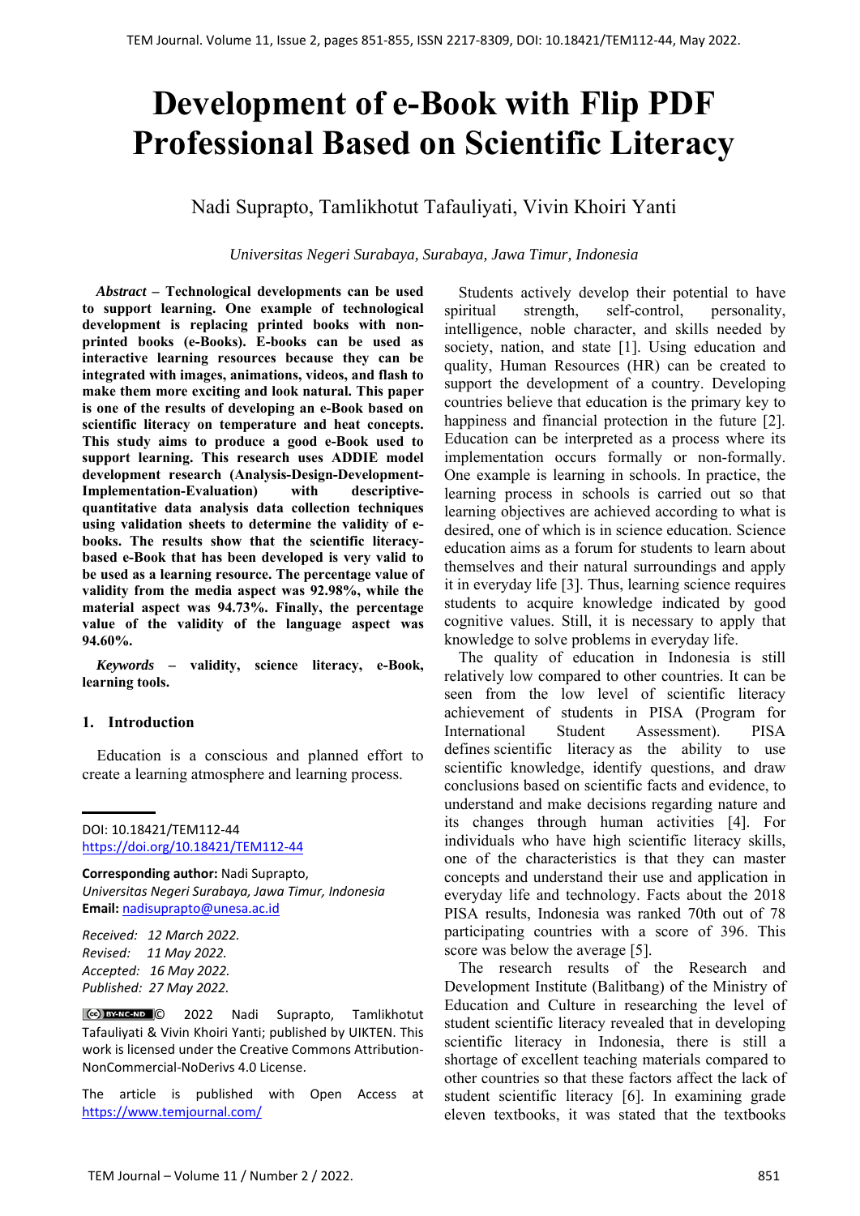# Development of e-Book with Flip PDF Professional Based on Scientific Literacy

Nadi Suprapto, Tamlikhotut Tafauliyati, Vivin Khoiri Yanti

*Universitas Negeri Surabaya, Surabaya, Jawa Timur, Indonesia*

***Abstract*** **– Technological developments can be used to support learning. One example of technological development is replacing printed books with non-printed books (e-Books). E-books can be used as interactive learning resources because they can be integrated with images, animations, videos, and flash to make them more exciting and look natural. This paper is one of the results of developing an e-Book based on scientific literacy on temperature and heat concepts. This study aims to produce a good e-Book used to support learning. This research uses ADDIE model development research (Analysis-Design-Development-Implementation-Evaluation) with descriptive-quantitative data analysis data collection techniques using validation sheets to determine the validity of e-books. The results show that the scientific literacy-based e-Book that has been developed is very valid to be used as a learning resource. The percentage value of validity from the media aspect was 92.98%, while the material aspect was 94.73%. Finally, the percentage value of the validity of the language aspect was 94.60%.**

***Keywords*** **– validity, science literacy, e-Book, learning tools.**

## 1. Introduction

Education is a conscious and planned effort to create a learning atmosphere and learning process.

DOI: 10.18421/TEM112-44
https://doi.org/10.18421/TEM112-44

**Corresponding author:** Nadi Suprapto,
*Universitas Negeri Surabaya, Surabaya, Jawa Timur, Indonesia*
**Email:** nadisuprapto@unesa.ac.id

*Received: 12 March 2022.*
*Revised: 11 May 2022.*
*Accepted: 16 May 2022.*
*Published: 27 May 2022.*

© 2022 Nadi Suprapto, Tamlikhotut Tafauliyati & Vivin Khoiri Yanti; published by UIKTEN. This work is licensed under the Creative Commons Attribution-NonCommercial-NoDerivs 4.0 License.

The article is published with Open Access at https://www.temjournal.com/

Students actively develop their potential to have spiritual strength, self-control, personality, intelligence, noble character, and skills needed by society, nation, and state [1]. Using education and quality, Human Resources (HR) can be created to support the development of a country. Developing countries believe that education is the primary key to happiness and financial protection in the future [2]. Education can be interpreted as a process where its implementation occurs formally or non-formally. One example is learning in schools. In practice, the learning process in schools is carried out so that learning objectives are achieved according to what is desired, one of which is in science education. Science education aims as a forum for students to learn about themselves and their natural surroundings and apply it in everyday life [3]. Thus, learning science requires students to acquire knowledge indicated by good cognitive values. Still, it is necessary to apply that knowledge to solve problems in everyday life.

The quality of education in Indonesia is still relatively low compared to other countries. It can be seen from the low level of scientific literacy achievement of students in PISA (Program for International Student Assessment). PISA defines scientific literacy as the ability to use scientific knowledge, identify questions, and draw conclusions based on scientific facts and evidence, to understand and make decisions regarding nature and its changes through human activities [4]. For individuals who have high scientific literacy skills, one of the characteristics is that they can master concepts and understand their use and application in everyday life and technology. Facts about the 2018 PISA results, Indonesia was ranked 70th out of 78 participating countries with a score of 396. This score was below the average [5].

The research results of the Research and Development Institute (Balitbang) of the Ministry of Education and Culture in researching the level of student scientific literacy revealed that in developing scientific literacy in Indonesia, there is still a shortage of excellent teaching materials compared to other countries so that these factors affect the lack of student scientific literacy [6]. In examining grade eleven textbooks, it was stated that the textbooks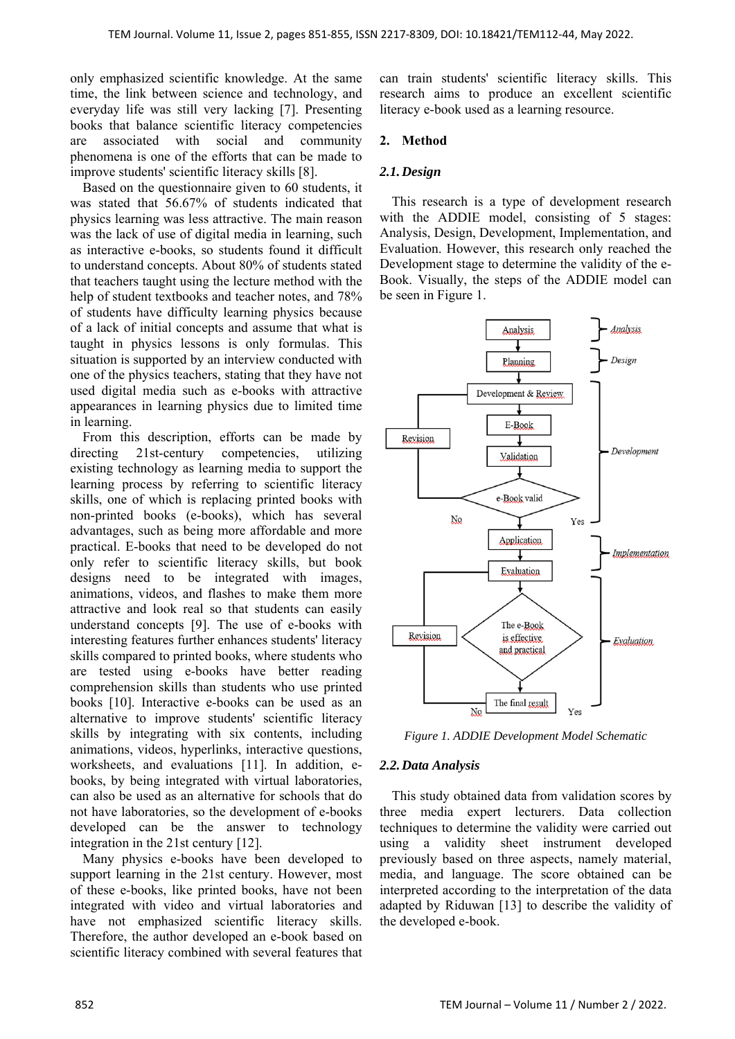only emphasized scientific knowledge. At the same time, the link between science and technology, and everyday life was still very lacking [7]. Presenting books that balance scientific literacy competencies are associated with social and community phenomena is one of the efforts that can be made to improve students' scientific literacy skills [8].

Based on the questionnaire given to 60 students, it was stated that 56.67% of students indicated that physics learning was less attractive. The main reason was the lack of use of digital media in learning, such as interactive e-books, so students found it difficult to understand concepts. About 80% of students stated that teachers taught using the lecture method with the help of student textbooks and teacher notes, and 78% of students have difficulty learning physics because of a lack of initial concepts and assume that what is taught in physics lessons is only formulas. This situation is supported by an interview conducted with one of the physics teachers, stating that they have not used digital media such as e-books with attractive appearances in learning physics due to limited time in learning.

From this description, efforts can be made by directing 21st-century competencies, utilizing existing technology as learning media to support the learning process by referring to scientific literacy skills, one of which is replacing printed books with non-printed books (e-books), which has several advantages, such as being more affordable and more practical. E-books that need to be developed do not only refer to scientific literacy skills, but book designs need to be integrated with images, animations, videos, and flashes to make them more attractive and look real so that students can easily understand concepts [9]. The use of e-books with interesting features further enhances students' literacy skills compared to printed books, where students who are tested using e-books have better reading comprehension skills than students who use printed books [10]. Interactive e-books can be used as an alternative to improve students' scientific literacy skills by integrating with six contents, including animations, videos, hyperlinks, interactive questions, worksheets, and evaluations [11]. In addition, e-books, by being integrated with virtual laboratories, can also be used as an alternative for schools that do not have laboratories, so the development of e-books developed can be the answer to technology integration in the 21st century [12].

Many physics e-books have been developed to support learning in the 21st century. However, most of these e-books, like printed books, have not been integrated with video and virtual laboratories and have not emphasized scientific literacy skills. Therefore, the author developed an e-book based on scientific literacy combined with several features that can train students' scientific literacy skills. This research aims to produce an excellent scientific literacy e-book used as a learning resource.

## 2. Method

### 2.1. Design

This research is a type of development research with the ADDIE model, consisting of 5 stages: Analysis, Design, Development, Implementation, and Evaluation. However, this research only reached the Development stage to determine the validity of the e-Book. Visually, the steps of the ADDIE model can be seen in Figure 1.

*Figure 1. ADDIE Development Model Schematic*

### 2.2. Data Analysis

This study obtained data from validation scores by three media expert lecturers. Data collection techniques to determine the validity were carried out using a validity sheet instrument developed previously based on three aspects, namely material, media, and language. The score obtained can be interpreted according to the interpretation of the data adapted by Riduwan [13] to describe the validity of the developed e-book.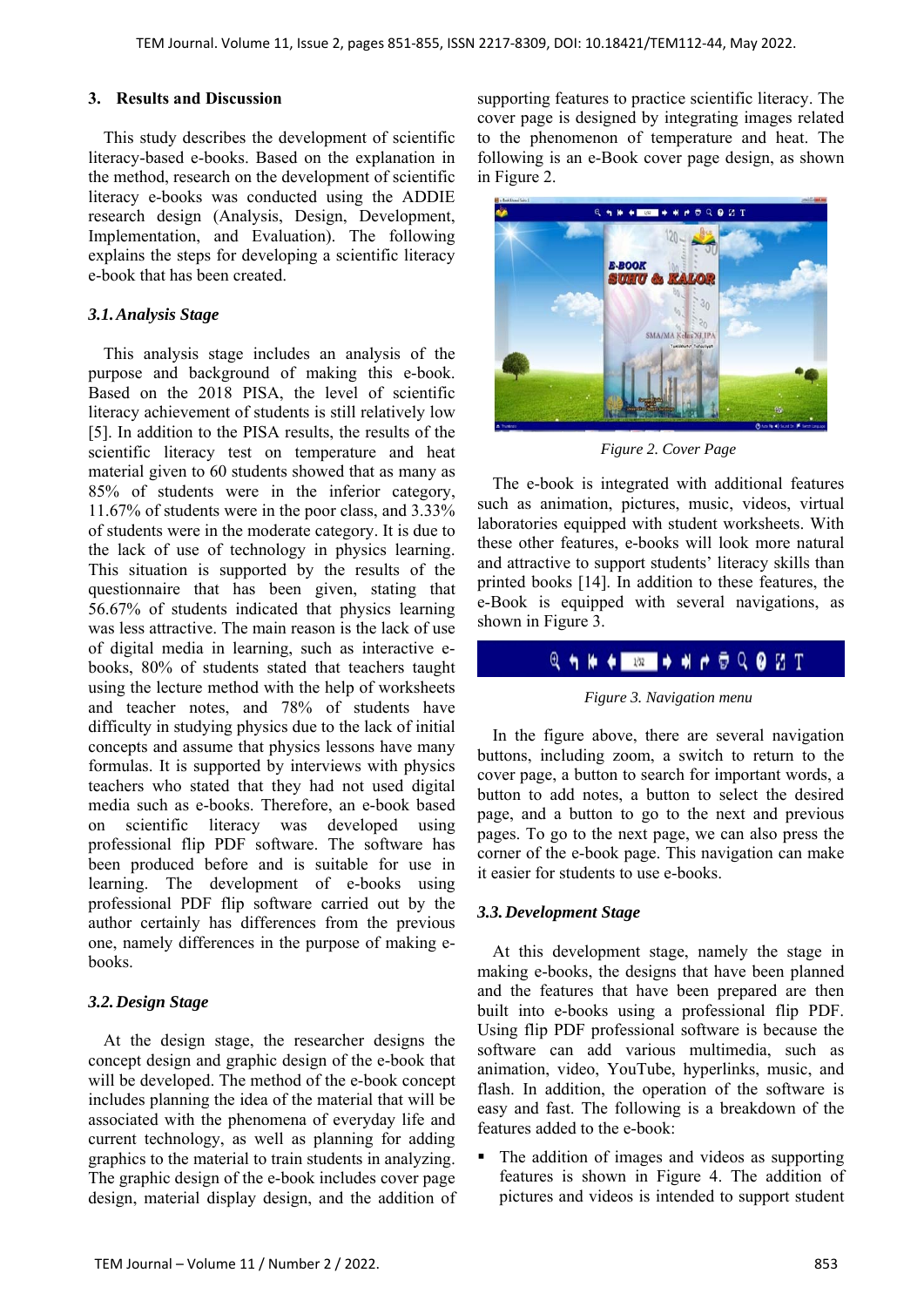## 3. Results and Discussion

This study describes the development of scientific literacy-based e-books. Based on the explanation in the method, research on the development of scientific literacy e-books was conducted using the ADDIE research design (Analysis, Design, Development, Implementation, and Evaluation). The following explains the steps for developing a scientific literacy e-book that has been created.

### *3.1. Analysis Stage*

This analysis stage includes an analysis of the purpose and background of making this e-book. Based on the 2018 PISA, the level of scientific literacy achievement of students is still relatively low [5]. In addition to the PISA results, the results of the scientific literacy test on temperature and heat material given to 60 students showed that as many as 85% of students were in the inferior category, 11.67% of students were in the poor class, and 3.33% of students were in the moderate category. It is due to the lack of use of technology in physics learning. This situation is supported by the results of the questionnaire that has been given, stating that 56.67% of students indicated that physics learning was less attractive. The main reason is the lack of use of digital media in learning, such as interactive e-books, 80% of students stated that teachers taught using the lecture method with the help of worksheets and teacher notes, and 78% of students have difficulty in studying physics due to the lack of initial concepts and assume that physics lessons have many formulas. It is supported by interviews with physics teachers who stated that they had not used digital media such as e-books. Therefore, an e-book based on scientific literacy was developed using professional flip PDF software. The software has been produced before and is suitable for use in learning. The development of e-books using professional PDF flip software carried out by the author certainly has differences from the previous one, namely differences in the purpose of making e-books.

### *3.2. Design Stage*

At the design stage, the researcher designs the concept design and graphic design of the e-book that will be developed. The method of the e-book concept includes planning the idea of the material that will be associated with the phenomena of everyday life and current technology, as well as planning for adding graphics to the material to train students in analyzing. The graphic design of the e-book includes cover page design, material display design, and the addition of supporting features to practice scientific literacy. The cover page is designed by integrating images related to the phenomenon of temperature and heat. The following is an e-Book cover page design, as shown in Figure 2.

*Figure 2. Cover Page*

The e-book is integrated with additional features such as animation, pictures, music, videos, virtual laboratories equipped with student worksheets. With these other features, e-books will look more natural and attractive to support students' literacy skills than printed books [14]. In addition to these features, the e-Book is equipped with several navigations, as shown in Figure 3.

*Figure 3. Navigation menu*

In the figure above, there are several navigation buttons, including zoom, a switch to return to the cover page, a button to search for important words, a button to add notes, a button to select the desired page, and a button to go to the next and previous pages. To go to the next page, we can also press the corner of the e-book page. This navigation can make it easier for students to use e-books.

### *3.3. Development Stage*

At this development stage, namely the stage in making e-books, the designs that have been planned and the features that have been prepared are then built into e-books using a professional flip PDF. Using flip PDF professional software is because the software can add various multimedia, such as animation, video, YouTube, hyperlinks, music, and flash. In addition, the operation of the software is easy and fast. The following is a breakdown of the features added to the e-book:

- The addition of images and videos as supporting features is shown in Figure 4. The addition of pictures and videos is intended to support student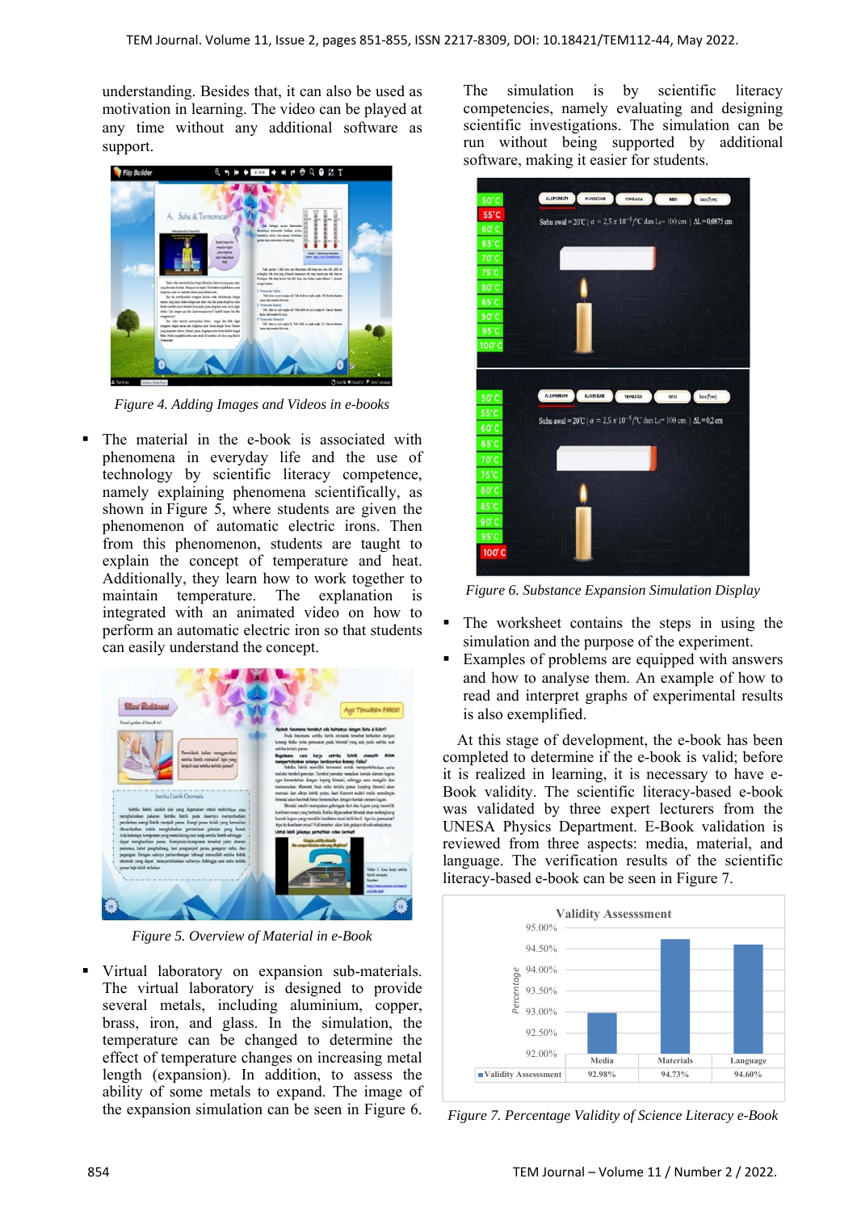understanding. Besides that, it can also be used as motivation in learning. The video can be played at any time without any additional software as support.

Figure 4. Adding Images and Videos in e-books

- The material in the e-book is associated with phenomena in everyday life and the use of technology by scientific literacy competence, namely explaining phenomena scientifically, as shown in Figure 5, where students are given the phenomenon of automatic electric irons. Then from this phenomenon, students are taught to explain the concept of temperature and heat. Additionally, they learn how to work together to maintain temperature. The explanation is integrated with an animated video on how to perform an automatic electric iron so that students can easily understand the concept.

Figure 5. Overview of Material in e-Book

- Virtual laboratory on expansion sub-materials. The virtual laboratory is designed to provide several metals, including aluminium, copper, brass, iron, and glass. In the simulation, the temperature can be changed to determine the effect of temperature changes on increasing metal length (expansion). In addition, to assess the ability of some metals to expand. The image of the expansion simulation can be seen in Figure 6.

The simulation is by scientific literacy competencies, namely evaluating and designing scientific investigations. The simulation can be run without being supported by additional software, making it easier for students.

Figure 6. Substance Expansion Simulation Display

- The worksheet contains the steps in using the simulation and the purpose of the experiment.
- Examples of problems are equipped with answers and how to analyse them. An example of how to read and interpret graphs of experimental results is also exemplified.

At this stage of development, the e-book has been completed to determine if the e-book is valid; before it is realized in learning, it is necessary to have e-Book validity. The scientific literacy-based e-book was validated by three expert lecturers from the UNESA Physics Department. E-Book validation is reviewed from three aspects: media, material, and language. The verification results of the scientific literacy-based e-book can be seen in Figure 7.

Validity Assessssment

| | Media | Materials | Language |
|---|---|---|---|
| Validity Assessssment | 92.98% | 94.73% | 94.60% |

Figure 7. Percentage Validity of Science Literacy e-Book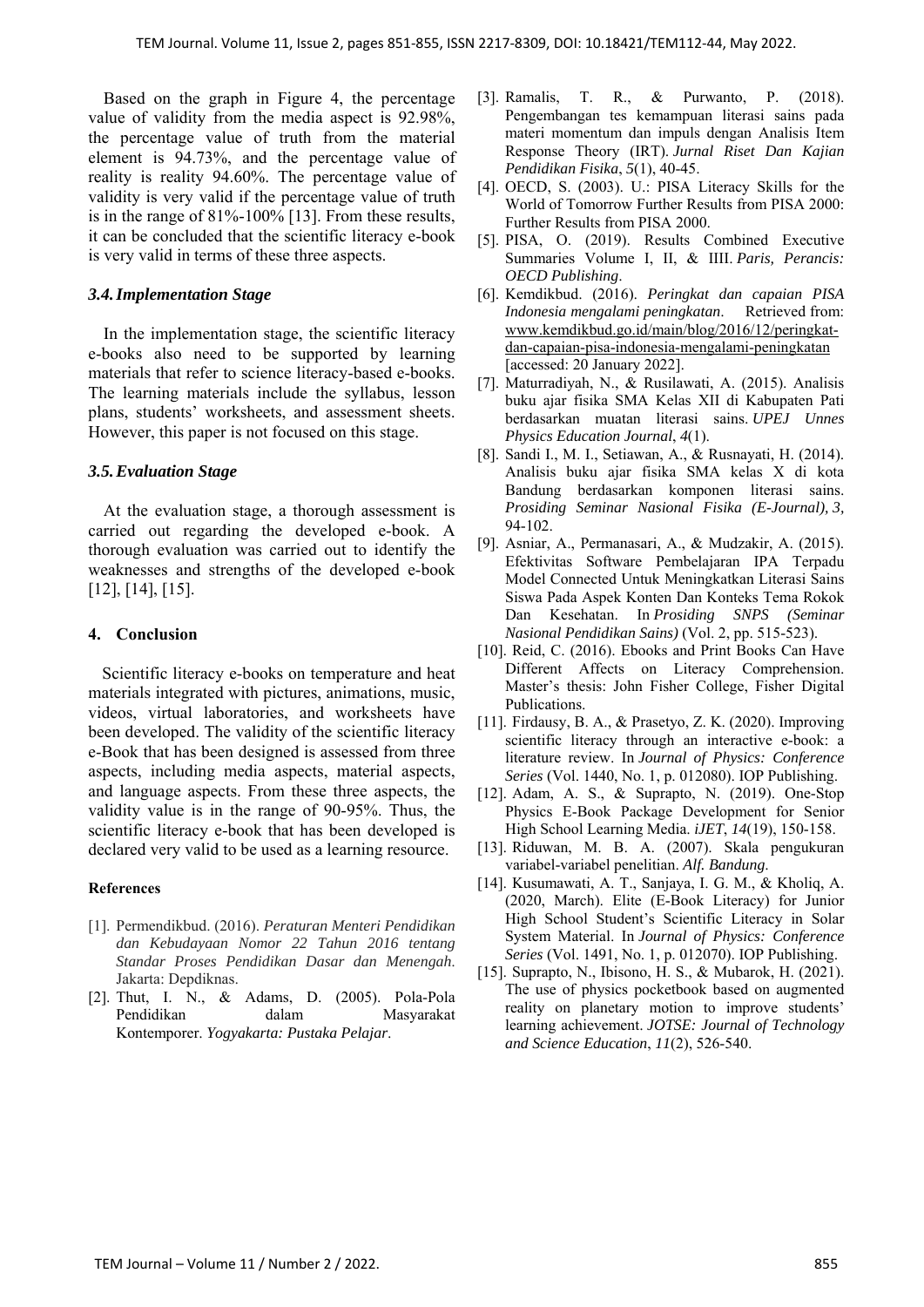Based on the graph in Figure 4, the percentage value of validity from the media aspect is 92.98%, the percentage value of truth from the material element is 94.73%, and the percentage value of reality is reality 94.60%. The percentage value of validity is very valid if the percentage value of truth is in the range of 81%-100% [13]. From these results, it can be concluded that the scientific literacy e-book is very valid in terms of these three aspects.

### *3.4. Implementation Stage*

In the implementation stage, the scientific literacy e-books also need to be supported by learning materials that refer to science literacy-based e-books. The learning materials include the syllabus, lesson plans, students' worksheets, and assessment sheets. However, this paper is not focused on this stage.

### *3.5. Evaluation Stage*

At the evaluation stage, a thorough assessment is carried out regarding the developed e-book. A thorough evaluation was carried out to identify the weaknesses and strengths of the developed e-book [12], [14], [15].

## 4. Conclusion

Scientific literacy e-books on temperature and heat materials integrated with pictures, animations, music, videos, virtual laboratories, and worksheets have been developed. The validity of the scientific literacy e-Book that has been designed is assessed from three aspects, including media aspects, material aspects, and language aspects. From these three aspects, the validity value is in the range of 90-95%. Thus, the scientific literacy e-book that has been developed is declared very valid to be used as a learning resource.

#### References

[1]. Permendikbud. (2016). *Peraturan Menteri Pendidikan dan Kebudayaan Nomor 22 Tahun 2016 tentang Standar Proses Pendidikan Dasar dan Menengah*. Jakarta: Depdiknas.

[2]. Thut, I. N., & Adams, D. (2005). Pola-Pola Pendidikan dalam Masyarakat Kontemporer. *Yogyakarta: Pustaka Pelajar*.

[3]. Ramalis, T. R., & Purwanto, P. (2018). Pengembangan tes kemampuan literasi sains pada materi momentum dan impuls dengan Analisis Item Response Theory (IRT). *Jurnal Riset Dan Kajian Pendidikan Fisika*, *5*(1), 40-45.

[4]. OECD, S. (2003). U.: PISA Literacy Skills for the World of Tomorrow Further Results from PISA 2000: Further Results from PISA 2000.

[5]. PISA, O. (2019). Results Combined Executive Summaries Volume I, II, & IIII. *Paris, Perancis: OECD Publishing*.

[6]. Kemdikbud. (2016). *Peringkat dan capaian PISA Indonesia mengalami peningkatan*. Retrieved from: www.kemdikbud.go.id/main/blog/2016/12/peringkat-dan-capaian-pisa-indonesia-mengalami-peningkatan [accessed: 20 January 2022].

[7]. Maturradiyah, N., & Rusilawati, A. (2015). Analisis buku ajar fisika SMA Kelas XII di Kabupaten Pati berdasarkan muatan literasi sains. *UPEJ Unnes Physics Education Journal*, *4*(1).

[8]. Sandi I., M. I., Setiawan, A., & Rusnayati, H. (2014). Analisis buku ajar fisika SMA kelas X di kota Bandung berdasarkan komponen literasi sains. *Prosiding Seminar Nasional Fisika (E-Journal), 3,* 94-102.

[9]. Asniar, A., Permanasari, A., & Mudzakir, A. (2015). Efektivitas Software Pembelajaran IPA Terpadu Model Connected Untuk Meningkatkan Literasi Sains Siswa Pada Aspek Konten Dan Konteks Tema Rokok Dan Kesehatan. In *Prosiding SNPS (Seminar Nasional Pendidikan Sains)* (Vol. 2, pp. 515-523).

[10]. Reid, C. (2016). Ebooks and Print Books Can Have Different Affects on Literacy Comprehension. Master's thesis: John Fisher College, Fisher Digital Publications.

[11]. Firdausy, B. A., & Prasetyo, Z. K. (2020). Improving scientific literacy through an interactive e-book: a literature review. In *Journal of Physics: Conference Series* (Vol. 1440, No. 1, p. 012080). IOP Publishing.

[12]. Adam, A. S., & Suprapto, N. (2019). One-Stop Physics E-Book Package Development for Senior High School Learning Media. *iJET*, *14*(19), 150-158.

[13]. Riduwan, M. B. A. (2007). Skala pengukuran variabel-variabel penelitian. *Alf. Bandung*.

[14]. Kusumawati, A. T., Sanjaya, I. G. M., & Kholiq, A. (2020, March). Elite (E-Book Literacy) for Junior High School Student's Scientific Literacy in Solar System Material. In *Journal of Physics: Conference Series* (Vol. 1491, No. 1, p. 012070). IOP Publishing.

[15]. Suprapto, N., Ibisono, H. S., & Mubarok, H. (2021). The use of physics pocketbook based on augmented reality on planetary motion to improve students' learning achievement. *JOTSE: Journal of Technology and Science Education*, *11*(2), 526-540.